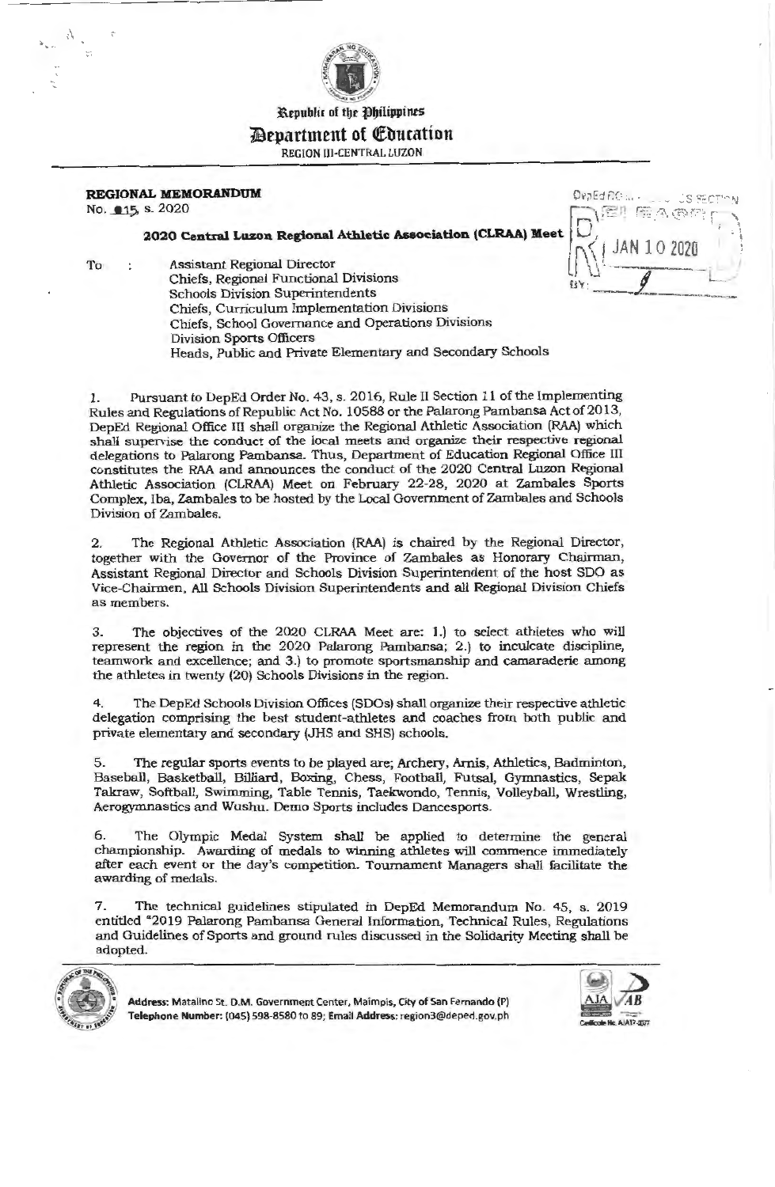Republic of the Philippines

# Department of Education

REGION III-CENTRAL LUZON

**REGIONAL MEMORANDUM**
No. 015, s. 2020

DepEd RO ... RECORDS SECTION
RECEIVED
JAN 10 2020
BY:

**2020 Central Luzon Regional Athletic Association (CLRAA) Meet**

To : Assistant Regional Director
Chiefs, Regional Functional Divisions
Schools Division Superintendents
Chiefs, Curriculum Implementation Divisions
Chiefs, School Governance and Operations Divisions
Division Sports Officers
Heads, Public and Private Elementary and Secondary Schools

1. Pursuant to DepEd Order No. 43, s. 2016, Rule II Section 11 of the Implementing Rules and Regulations of Republic Act No. 10588 or the Palarong Pambansa Act of 2013, DepEd Regional Office III shall organize the Regional Athletic Association (RAA) which shall supervise the conduct of the local meets and organize their respective regional delegations to Palarong Pambansa. Thus, Department of Education Regional Office III constitutes the RAA and announces the conduct of the 2020 Central Luzon Regional Athletic Association (CLRAA) Meet on February 22-28, 2020 at Zambales Sports Complex, Iba, Zambales to be hosted by the Local Government of Zambales and Schools Division of Zambales.

2. The Regional Athletic Association (RAA) is chaired by the Regional Director, together with the Governor of the Province of Zambales as Honorary Chairman, Assistant Regional Director and Schools Division Superintendent of the host SDO as Vice-Chairmen, All Schools Division Superintendents and all Regional Division Chiefs as members.

3. The objectives of the 2020 CLRAA Meet are: 1.) to select athletes who will represent the region in the 2020 Palarong Pambansa; 2.) to inculcate discipline, teamwork and excellence; and 3.) to promote sportsmanship and camaraderie among the athletes in twenty (20) Schools Divisions in the region.

4. The DepEd Schools Division Offices (SDOs) shall organize their respective athletic delegation comprising the best student-athletes and coaches from both public and private elementary and secondary (JHS and SHS) schools.

5. The regular sports events to be played are; Archery, Arnis, Athletics, Badminton, Baseball, Basketball, Billiard, Boxing, Chess, Football, Futsal, Gymnastics, Sepak Takraw, Softball, Swimming, Table Tennis, Taekwondo, Tennis, Volleyball, Wrestling, Aerogymnastics and Wushu. Demo Sports includes Dancesports.

6. The Olympic Medal System shall be applied to determine the general championship. Awarding of medals to winning athletes will commence immediately after each event or the day's competition. Tournament Managers shall facilitate the awarding of medals.

7. The technical guidelines stipulated in DepEd Memorandum No. 45, s. 2019 entitled "2019 Palarong Pambansa General Information, Technical Rules, Regulations and Guidelines of Sports and ground rules discussed in the Solidarity Meeting shall be adopted.

**Address:** Matalino St. D.M. Government Center, Maimpis, City of San Fernando (P)
**Telephone Number:** (045) 598-8580 to 89; **Email Address:** region3@deped.gov.ph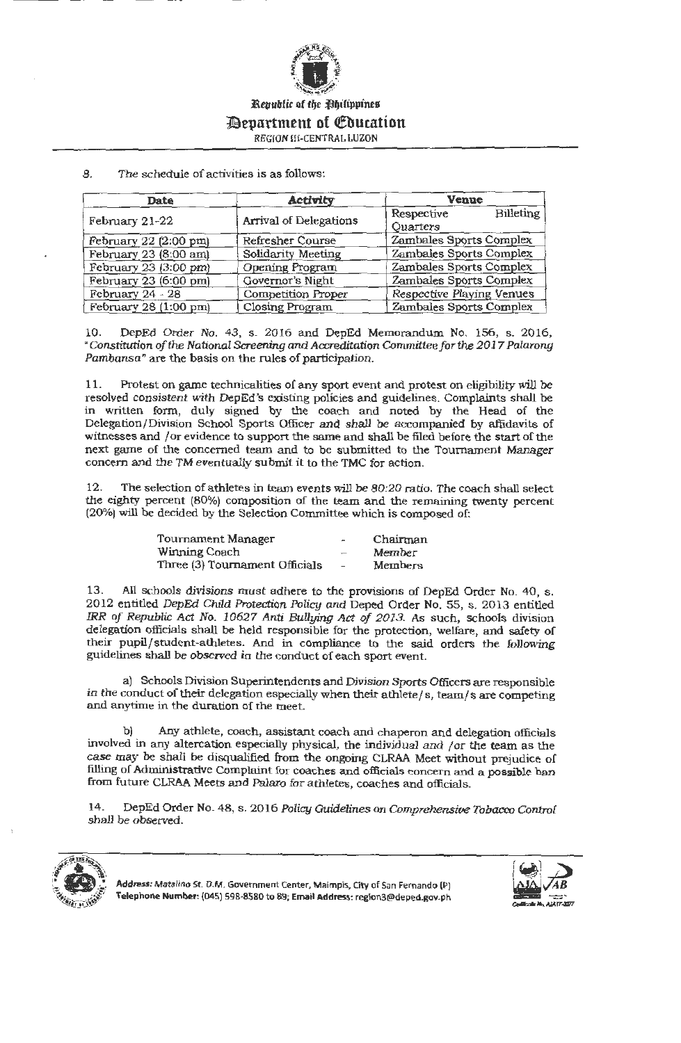9. The schedule of activities is as follows:

| Date | Activity | Venue |
|---|---|---|
| February 21-22 | Arrival of Delegations | Respective Billeting Quarters |
| February 22 (2:00 pm) | Refresher Course | Zambales Sports Complex |
| February 23 (8:00 am) | Solidarity Meeting | Zambales Sports Complex |
| February 23 (3:00 pm) | Opening Program | Zambales Sports Complex |
| February 23 (6:00 pm) | Governor's Night | Zambales Sports Complex |
| February 24 - 28 | Competition Proper | Respective Playing Venues |
| February 28 (1:00 pm) | Closing Program | Zambales Sports Complex |

10. DepEd Order No. 43, s. 2016 and DepEd Memorandum No. 156, s. 2016, "*Constitution of the National Screening and Accreditation Committee for the 2017 Palarong Pambansa*" are the basis on the rules of participation.

11. Protest on game technicalities of any sport event and protest on eligibility will be resolved consistent with DepEd's existing policies and guidelines. Complaints shall be in written form, duly signed by the coach and noted by the Head of the Delegation/Division School Sports Officer and shall be accompanied by affidavits of witnesses and /or evidence to support the same and shall be filed before the start of the next game of the concerned team and to be submitted to the Tournament Manager concern and the TM eventually submit it to the TMC for action.

12. The selection of athletes in team events will be 80:20 ratio. The coach shall select the eighty percent (80%) composition of the team and the remaining twenty percent (20%) will be decided by the Selection Committee which is composed of:

| | | |
|---|---|---|
| Tournament Manager | - | Chairman |
| Winning Coach | - | Member |
| Three (3) Tournament Officials | - | Members |

13. All schools divisions must adhere to the provisions of DepEd Order No. 40, s. 2012 entitled *DepEd Child Protection Policy* and Deped Order No. 55, s. 2013 entitled *IRR of Republic Act No. 10627 Anti Bullying Act of 2013*. As such, schools division delegation officials shall be held responsible for the protection, welfare, and safety of their pupil/student-athletes. And in compliance to the said orders the following guidelines shall be observed in the conduct of each sport event.

a) Schools Division Superintendents and Division Sports Officers are responsible in the conduct of their delegation especially when their athlete/s, team/s are competing and anytime in the duration of the meet.

b) Any athlete, coach, assistant coach and chaperon and delegation officials involved in any altercation especially physical, the individual and /or the team as the case may be shall be disqualified from the ongoing CLRAA Meet without prejudice of filling of Administrative Complaint for coaches and officials concern and a possible ban from future CLRAA Meets and Palaro for athletes, coaches and officials.

14. DepEd Order No. 48, s. 2016 *Policy Guidelines on Comprehensive Tobacco Control* shall be observed.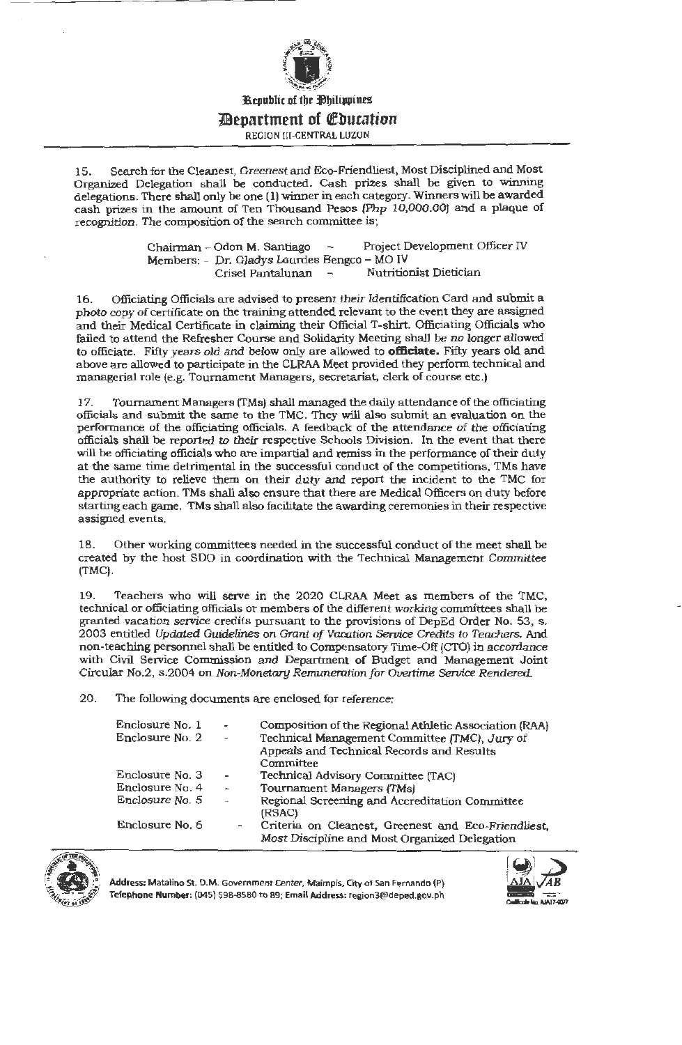15. Search for the Cleanest, *Greenest* and Eco-Friendliest, Most Disciplined and Most Organized Delegation shall be conducted. Cash prizes shall be given to winning delegations. There shall only be one (1) winner in each category. Winners will be awarded cash prizes in the amount of Ten Thousand Pesos (Php 10,000.00) and a plaque of recognition. The composition of the search committee is;

Chairman – Odon M. Santiago – Project Development Officer IV
Members: – Dr. Gladys Lourdes Bengco – MO IV
Crisel Pantalunan – Nutritionist Dietician

16. Officiating Officials are advised to present their Identification Card and submit a photo copy of certificate on the training attended relevant to the event they are assigned and their Medical Certificate in claiming their Official T-shirt. Officiating Officials who failed to attend the Refresher Course and Solidarity Meeting shall be no longer allowed to officiate. Fifty years old and below only are allowed to **officiate.** Fifty years old and above are allowed to participate in the CLRAA Meet provided they perform technical and managerial role (e.g. Tournament Managers, secretariat, clerk of course etc.)

17. Tournament Managers (TMs) shall managed the daily attendance of the officiating officials and submit the same to the TMC. They will also submit an evaluation on the performance of the officiating officials. A feedback of the attendance of the officiating officials shall be reported to their respective Schools Division. In the event that there will be officiating officials who are impartial and remiss in the performance of their duty at the same time detrimental in the successful conduct of the competitions, TMs have the authority to relieve them on their duty and report the incident to the TMC for appropriate action. TMs shall also ensure that there are Medical Officers on duty before starting each game. TMs shall also facilitate the awarding ceremonies in their respective assigned events.

18. Other working committees needed in the successful conduct of the meet shall be created by the host SDO in coordination with the Technical Management Committee (TMC).

19. Teachers who will serve in the 2020 CLRAA Meet as members of the TMC, technical or officiating officials or members of the different working committees shall be granted vacation service credits pursuant to the provisions of DepEd Order No. 53, s. 2003 entitled *Updated Guidelines on Grant of Vacation Service Credits to Teachers.* And non-teaching personnel shall be entitled to Compensatory Time-Off (CTO) in accordance with Civil Service Commission and Department of Budget and Management Joint Circular No.2, s.2004 on *Non-Monetary Remuneration for Overtime Service Rendered.*

20. The following documents are enclosed for reference:

| | | |
|---|---|---|
| Enclosure No. 1 | - | Composition of the Regional Athletic Association (RAA) |
| Enclosure No. 2 | - | Technical Management Committee (TMC), Jury of Appeals and Technical Records and Results Committee |
| Enclosure No. 3 | - | Technical Advisory Committee (TAC) |
| Enclosure No. 4 | - | Tournament Managers (TMs) |
| Enclosure No. 5 | - | Regional Screening and Accreditation Committee (RSAC) |
| Enclosure No. 6 | - | Criteria on Cleanest, Greenest and Eco-Friendliest, Most Discipline and Most Organized Delegation |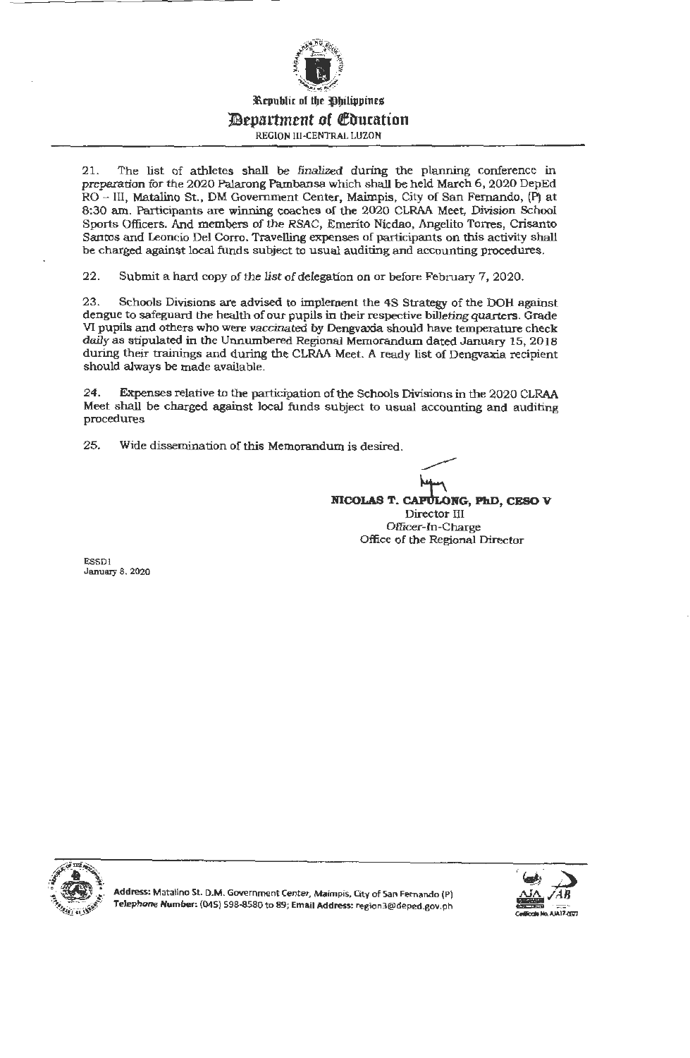21. The list of athletes shall be *finalized* during the planning conference in *preparation* for the 2020 Palarong Pambansa which shall be held March 6, 2020 DepEd RO – III, Matalino St., DM Government Center, Maimpis, City of San Fernando, (P) at 8:30 am. Participants are winning coaches of the 2020 CLRAA Meet, Division School Sports Officers. And members of the RSAC, Emerito Nicdao, Angelito Torres, Crisanto Santos and Leoncio Del Corro. Travelling expenses of participants on this activity shall be charged against local funds subject to usual auditing and accounting procedures.

22. Submit a hard copy of *the list of* delegation on or before February 7, 2020.

23. Schools Divisions are advised to implement the 4S Strategy of the DOH against dengue to safeguard the health of our pupils in their respective *billeting quarters*. Grade VI pupils and others who were *vaccinated* by Dengvaxia should have temperature check *daily* as stipulated in the Unnumbered Regional Memorandum dated January 15, 2018 during their trainings and during the CLRAA Meet. A ready list of Dengvaxia recipient should always be made available.

24. Expenses relative to the participation of the Schools Divisions in the 2020 CLRAA Meet shall be charged against local funds subject to usual accounting and auditing procedures

25. Wide dissemination of this Memorandum is desired.

**NICOLAS T. CAPULONG, PhD, CESO V**
Director III
Officer-In-Charge
Office of the Regional Director

ESSD1
January 8, 2020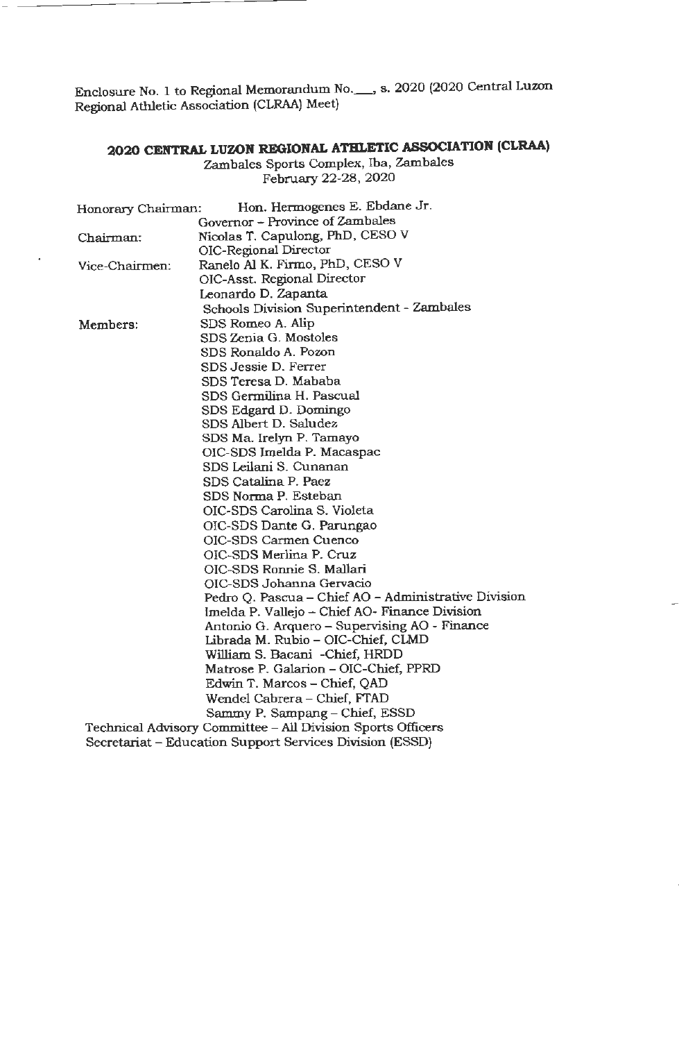Enclosure No. 1 to Regional Memorandum No.\_\_\_, s. 2020 (2020 Central Luzon Regional Athletic Association (CLRAA) Meet)

## 2020 CENTRAL LUZON REGIONAL ATHLETIC ASSOCIATION (CLRAA)

Zambales Sports Complex, Iba, Zambales
February 22-28, 2020

| | |
|---|---|
| Honorary Chairman: | Hon. Hermogenes E. Ebdane Jr.<br>Governor – Province of Zambales |
| Chairman: | Nicolas T. Capulong, PhD, CESO V<br>OIC-Regional Director |
| Vice-Chairmen: | Ranelo Al K. Firmo, PhD, CESO V<br>OIC-Asst. Regional Director<br>Leonardo D. Zapanta<br>Schools Division Superintendent - Zambales |
| Members: | SDS Romeo A. Alip<br>SDS Zenia G. Mostoles<br>SDS Ronaldo A. Pozon<br>SDS Jessie D. Ferrer<br>SDS Teresa D. Mababa<br>SDS Germilina H. Pascual<br>SDS Edgard D. Domingo<br>SDS Albert D. Saludez<br>SDS Ma. Irelyn P. Tamayo<br>OIC-SDS Imelda P. Macaspac<br>SDS Leilani S. Cunanan<br>SDS Catalina P. Paez<br>SDS Norma P. Esteban<br>OIC-SDS Carolina S. Violeta<br>OIC-SDS Dante G. Parungao<br>OIC-SDS Carmen Cuenco<br>OIC-SDS Merlina P. Cruz<br>OIC-SDS Ronnie S. Mallari<br>OIC-SDS Johanna Gervacio<br>Pedro Q. Pascua – Chief AO – Administrative Division<br>Imelda P. Vallejo – Chief AO- Finance Division<br>Antonio G. Arquero – Supervising AO - Finance<br>Librada M. Rubio – OIC-Chief, CLMD<br>William S. Bacani -Chief, HRDD<br>Matrose P. Galarion – OIC-Chief, PPRD<br>Edwin T. Marcos – Chief, QAD<br>Wendel Cabrera – Chief, FTAD<br>Sammy P. Sampang – Chief, ESSD |

Technical Advisory Committee – All Division Sports Officers
Secretariat – Education Support Services Division (ESSD)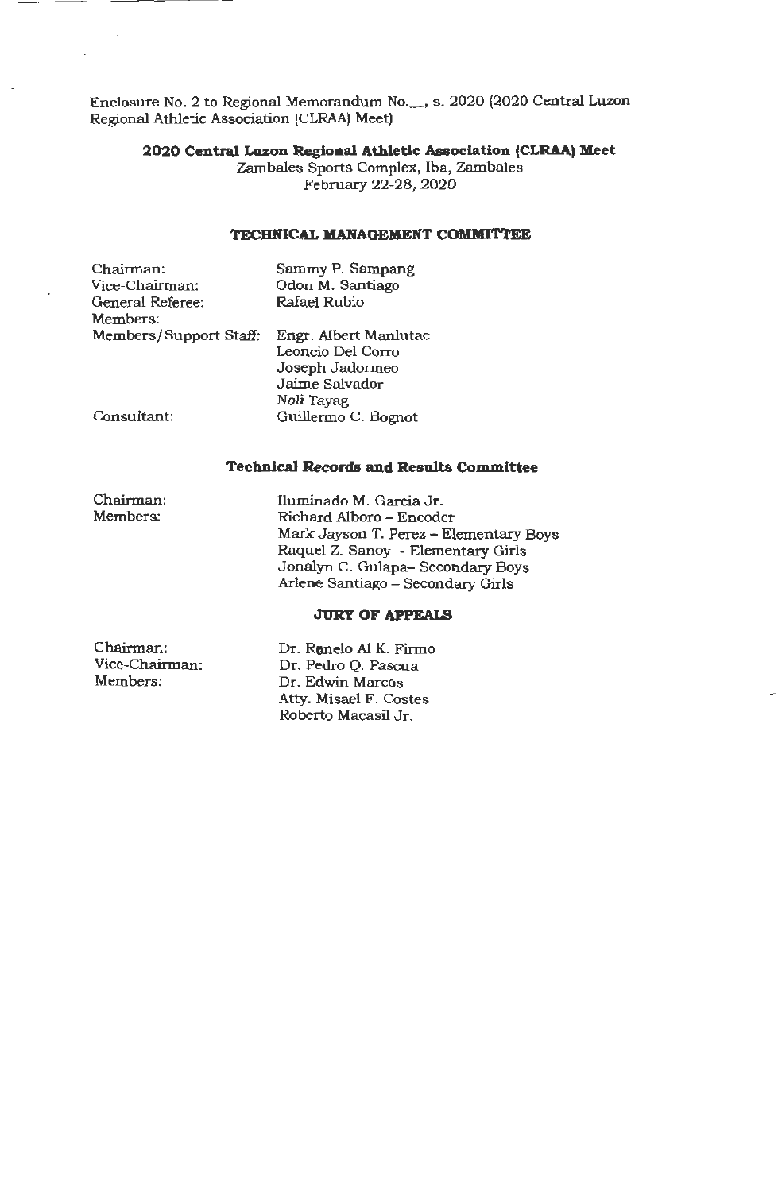Enclosure No. 2 to Regional Memorandum No.__, s. 2020 (2020 Central Luzon Regional Athletic Association (CLRAA) Meet)

**2020 Central Luzon Regional Athletic Association (CLRAA) Meet**
Zambales Sports Complex, Iba, Zambales
February 22-28, 2020

## TECHNICAL MANAGEMENT COMMITTEE

| | |
|---|---|
| Chairman: | Sammy P. Sampang |
| Vice-Chairman: | Odon M. Santiago |
| General Referee: | Rafael Rubio |
| Members: | |
| Members/Support Staff: | Engr. Albert Manlutac |
| | Leoncio Del Corro |
| | Joseph Jadormeo |
| | Jaime Salvador |
| | Noli Tayag |
| Consultant: | Guillermo C. Bognot |

## Technical Records and Results Committee

| | |
|---|---|
| Chairman: | Iluminado M. Garcia Jr. |
| Members: | Richard Alboro – Encoder |
| | Mark Jayson T. Perez – Elementary Boys |
| | Raquel Z. Sanoy - Elementary Girls |
| | Jonalyn C. Gulapa– Secondary Boys |
| | Arlene Santiago – Secondary Girls |

## JURY OF APPEALS

| | |
|---|---|
| Chairman: | Dr. Renelo Al K. Firmo |
| Vice-Chairman: | Dr. Pedro Q. Pascua |
| Members: | Dr. Edwin Marcos |
| | Atty. Misael F. Costes |
| | Roberto Macasil Jr. |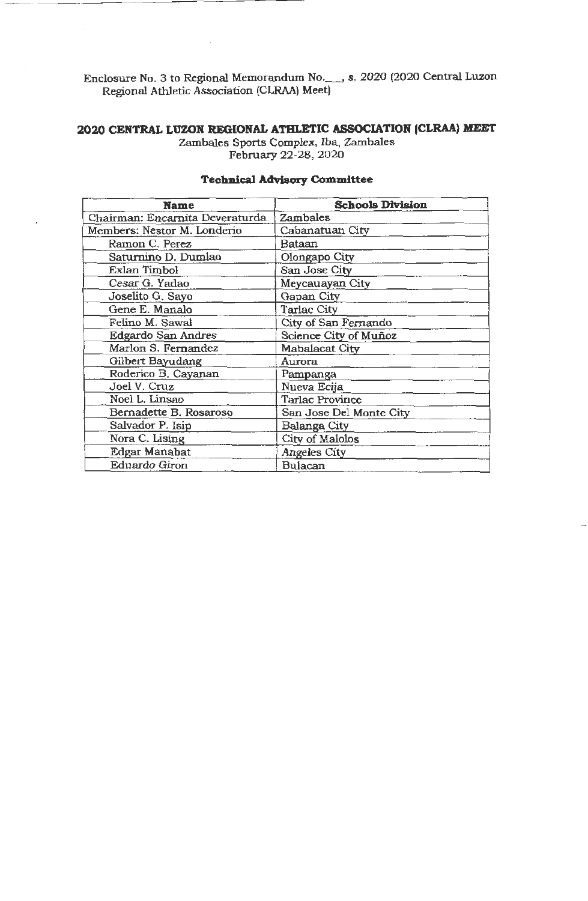Enclosure No. 3 to Regional Memorandum No.___, s. 2020 (2020 Central Luzon Regional Athletic Association (CLRAA) Meet)

## 2020 CENTRAL LUZON REGIONAL ATHLETIC ASSOCIATION (CLRAA) MEET

Zambales Sports Complex, Iba, Zambales
February 22-28, 2020

### Technical Advisory Committee

| Name | Schools Division |
|---|---|
| Chairman: Encarnita Deveraturda | Zambales |
| Members: Nestor M. Londerio | Cabanatuan City |
| Ramon C. Perez | Bataan |
| Saturnino D. Dumlao | Olongapo City |
| Exlan Timbol | San Jose City |
| Cesar G. Yadao | Meycauayan City |
| Joselito G. Sayo | Gapan City |
| Gene E. Manalo | Tarlac City |
| Felino M. Sawal | City of San Fernando |
| Edgardo San Andres | Science City of Muñoz |
| Marlon S. Fernandez | Mabalacat City |
| Gilbert Bayudang | Aurora |
| Roderico B. Cayanan | Pampanga |
| Joel V. Cruz | Nueva Ecija |
| Noel L. Linsao | Tarlac Province |
| Bernadette B. Rosaroso | San Jose Del Monte City |
| Salvador P. Isip | Balanga City |
| Nora C. Lising | City of Malolos |
| Edgar Manabat | Angeles City |
| Eduardo Giron | Bulacan |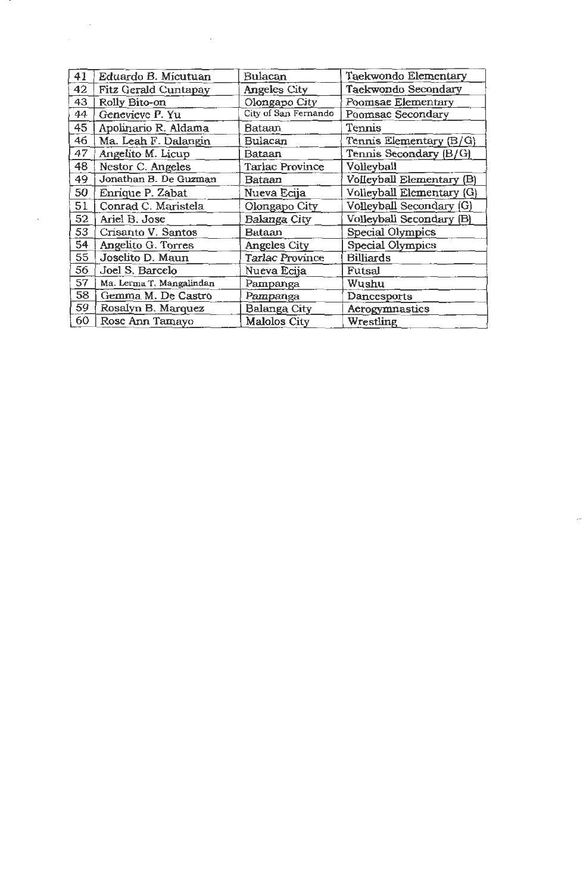| 41 | Eduardo B. Micutuan | Bulacan | Taekwondo Elementary |
|---|---|---|---|
| 42 | Fitz Gerald Cuntapay | Angeles City | Taekwondo Secondary |
| 43 | Rolly Bito-on | Olongapo City | Poomsae Elementary |
| 44 | Genevieve P. Yu | City of San Fernando | Poomsae Secondary |
| 45 | Apolinario R. Aldama | Bataan | Tennis |
| 46 | Ma. Leah F. Dalangin | Bulacan | Tennis Elementary (B/G) |
| 47 | Angelito M. Licup | Bataan | Tennis Secondary (B/G) |
| 48 | Nestor C. Angeles | Tarlac Province | Volleyball |
| 49 | Jonathan B. De Guzman | Bataan | Volleyball Elementary (B) |
| 50 | Enrique P. Zabat | Nueva Ecija | Volleyball Elementary (G) |
| 51 | Conrad C. Maristela | Olongapo City | Volleyball Secondary (G) |
| 52 | Ariel B. Jose | Balanga City | Volleyball Secondary (B) |
| 53 | Crisanto V. Santos | Bataan | Special Olympics |
| 54 | Angelito G. Torres | Angeles City | Special Olympics |
| 55 | Joselito D. Maun | Tarlac Province | Billiards |
| 56 | Joel S. Barcelo | Nueva Ecija | Futsal |
| 57 | Ma. Lerma T. Mangalindan | Pampanga | Wushu |
| 58 | Gemma M. De Castro | Pampanga | Dancesports |
| 59 | Rosalyn B. Marquez | Balanga City | Aerogymnastics |
| 60 | Rose Ann Tamayo | Malolos City | Wrestling |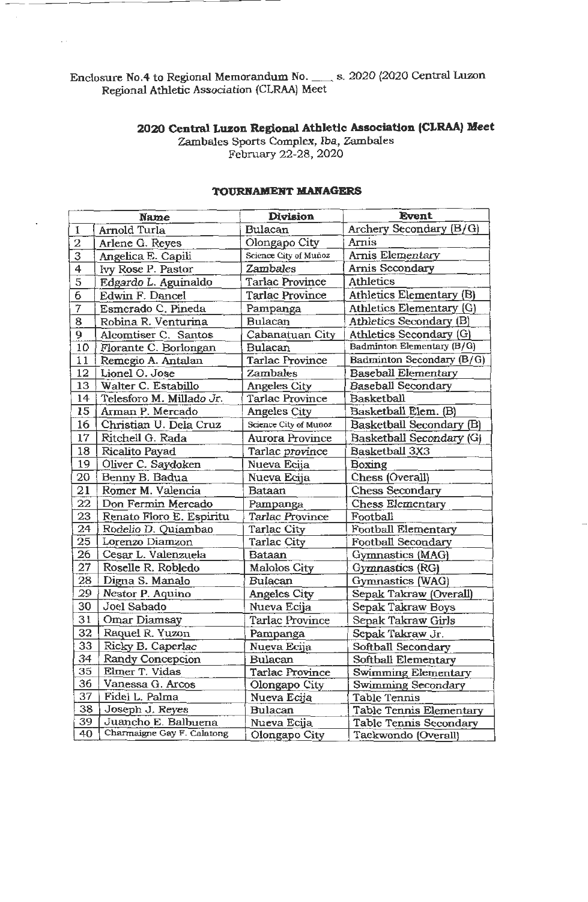Enclosure No.4 to Regional Memorandum No. ____ s. 2020 (2020 Central Luzon Regional Athletic Association (CLRAA) Meet

## 2020 Central Luzon Regional Athletic Association (CLRAA) Meet

Zambales Sports Complex, Iba, Zambales
February 22-28, 2020

### TOURNAMENT MANAGERS

| | Name | Division | Event |
|---|---|---|---|
| 1 | Arnold Turla | Bulacan | Archery Secondary (B/G) |
| 2 | Arlene G. Reyes | Olongapo City | Arnis |
| 3 | Angelica E. Capili | Science City of Muñoz | Arnis Elementary |
| 4 | Ivy Rose P. Pastor | Zambales | Arnis Secondary |
| 5 | Edgardo L. Aguinaldo | Tarlac Province | Athletics |
| 6 | Edwin F. Dancel | Tarlac Province | Athletics Elementary (B) |
| 7 | Esmerado C. Pineda | Pampanga | Athletics Elementary (G) |
| 8 | Robina R. Venturina | Bulacan | Athletics Secondary (B) |
| 9 | Alcomtiser C. Santos | Cabanatuan City | Athletics Secondary (G) |
| 10 | Florante C. Borlongan | Bulacan | Badminton Elementary (B/G) |
| 11 | Remegio A. Antalan | Tarlac Province | Badminton Secondary (B/G) |
| 12 | Lionel O. Jose | Zambales | Baseball Elementary |
| 13 | Walter C. Estabillo | Angeles City | Baseball Secondary |
| 14 | Telesforo M. Millado Jr. | Tarlac Province | Basketball |
| 15 | Arman P. Mercado | Angeles City | Basketball Elem. (B) |
| 16 | Christian U. Dela Cruz | Science City of Muñoz | Basketball Secondary (B) |
| 17 | Ritchell G. Rada | Aurora Province | Basketball Secondary (G) |
| 18 | Ricalito Payad | Tarlac province | Basketball 3X3 |
| 19 | Oliver C. Saydoken | Nueva Ecija | Boxing |
| 20 | Benny B. Badua | Nueva Ecija | Chess (Overall) |
| 21 | Romer M. Valencia | Bataan | Chess Secondary |
| 22 | Don Fermin Mercado | Pampanga | Chess Elementary |
| 23 | Renato Floro E. Espiritu | Tarlac Province | Football |
| 24 | Rodelio D. Quiambao | Tarlac City | Football Elementary |
| 25 | Lorenzo Diamzon | Tarlac City | Football Secondary |
| 26 | Cesar L. Valenzuela | Bataan | Gymnastics (MAG) |
| 27 | Roselle R. Robledo | Malolos City | Gymnastics (RG) |
| 28 | Digna S. Manalo | Bulacan | Gymnastics (WAG) |
| 29 | Nestor P. Aquino | Angeles City | Sepak Takraw (Overall) |
| 30 | Joel Sabado | Nueva Ecija | Sepak Takraw Boys |
| 31 | Omar Diamsay | Tarlac Province | Sepak Takraw Girls |
| 32 | Raquel R. Yuzon | Pampanga | Sepak Takraw Jr. |
| 33 | Ricky B. Caperlac | Nueva Ecija | Softball Secondary |
| 34 | Randy Concepcion | Bulacan | Softball Elementary |
| 35 | Elmer T. Vidas | Tarlac Province | Swimming Elementary |
| 36 | Vanessa G. Arcos | Olongapo City | Swimming Secondary |
| 37 | Fidel L. Palma | Nueva Ecija | Table Tennis |
| 38 | Joseph J. Reyes | Bulacan | Table Tennis Elementary |
| 39 | Juancho E. Balbuena | Nueva Ecija | Table Tennis Secondary |
| 40 | Charmaigne Gay F. Calatong | Olongapo City | Taekwondo (Overall) |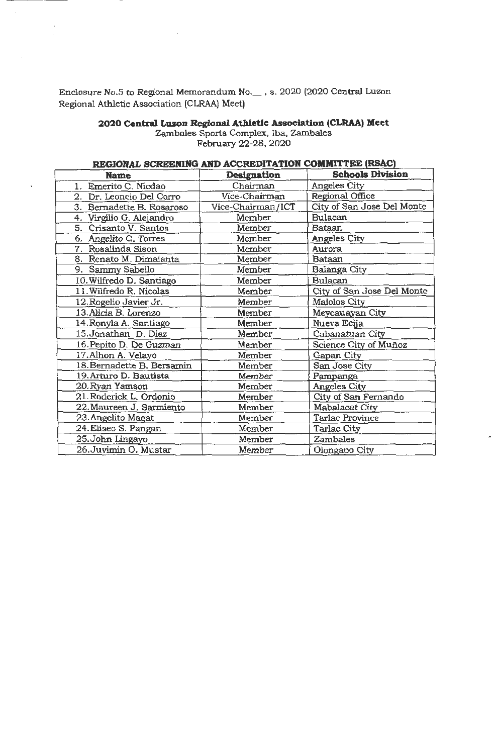Enclosure No.5 to Regional Memorandum No.__ , s. 2020 (2020 Central Luzon Regional Athletic Association (CLRAA) Meet)

**2020 Central Luzon Regional Athletic Association (CLRAA) Meet**
Zambales Sports Complex, Iba, Zambales
February 22-28, 2020

**REGIONAL SCREENING AND ACCREDITATION COMMITTEE (RSAC)**

| Name | Designation | Schools Division |
|---|---|---|
| 1. Emerito C. Nicdao | Chairman | Angeles City |
| 2. Dr. Leoncio Del Corro | Vice-Chairman | Regional Office |
| 3. Bernadette B. Rosaroso | Vice-Chairman/ICT | City of San Jose Del Monte |
| 4. Virgilio G. Alejandro | Member | Bulacan |
| 5. Crisanto V. Santos | Member | Bataan |
| 6. Angelito G. Torres | Member | Angeles City |
| 7. Rosalinda Sison | Member | Aurora |
| 8. Renato M. Dimalanta | Member | Bataan |
| 9. Sammy Sabello | Member | Balanga City |
| 10. Wilfredo D. Santiago | Member | Bulacan |
| 11. Wilfredo R. Nicolas | Member | City of San Jose Del Monte |
| 12. Rogelio Javier Jr. | Member | Malolos City |
| 13. Alicia B. Lorenzo | Member | Meycauayan City |
| 14. Ronyla A. Santiago | Member | Nueva Ecija |
| 15. Jonathan D. Diaz | Member | Cabanatuan City |
| 16. Pepito D. De Guzman | Member | Science City of Muñoz |
| 17. Alhon A. Velayo | Member | Gapan City |
| 18. Bernadette B. Bersamin | Member | San Jose City |
| 19. Arturo D. Bautista | Member | Pampanga |
| 20. Ryan Yamson | Member | Angeles City |
| 21. Roderick L. Ordonio | Member | City of San Fernando |
| 22. Maureen J. Sarmiento | Member | Mabalacat City |
| 23. Angelito Magat | Member | Tarlac Province |
| 24. Eliseo S. Pangan | Member | Tarlac City |
| 25. John Lingayo | Member | Zambales |
| 26. Juvimin O. Mustar | Member | Olongapo City |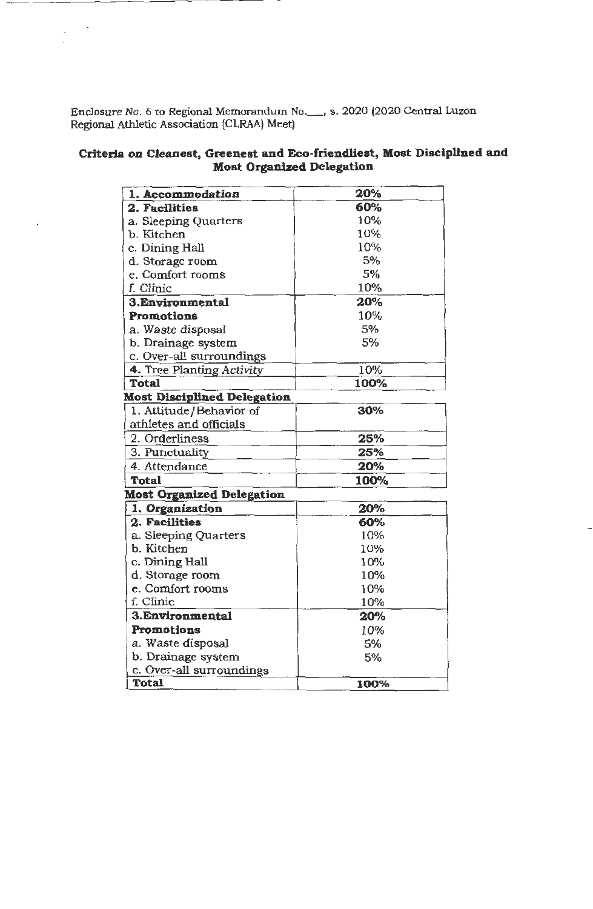Enclosure No. 6 to Regional Memorandum No.___, s. 2020 (2020 Central Luzon Regional Athletic Association (CLRAA) Meet)

## Criteria on Cleanest, Greenest and Eco-friendliest, Most Disciplined and Most Organized Delegation

| | |
|---|---|
| **1. Accommodation** | **20%** |
| **2. Facilities** | **60%** |
| a. Sleeping Quarters | 10% |
| b. Kitchen | 10% |
| c. Dining Hall | 10% |
| d. Storage room | 5% |
| e. Comfort rooms | 5% |
| f. Clinic | 10% |
| **3.Environmental Promotions** | **20%** |
| a. Waste disposal | 10% |
| b. Drainage system | 5% |
| c. Over-all surroundings | 5% |
| 4. Tree Planting Activity | 10% |
| **Total** | **100%** |

**Most Disciplined Delegation**

| | |
|---|---|
| 1. Attitude/Behavior of athletes and officials | **30%** |
| 2. Orderliness | **25%** |
| 3. Punctuality | **25%** |
| 4. Attendance | **20%** |
| **Total** | **100%** |

**Most Organized Delegation**

| | |
|---|---|
| **1. Organization** | **20%** |
| **2. Facilities** | **60%** |
| a. Sleeping Quarters | 10% |
| b. Kitchen | 10% |
| c. Dining Hall | 10% |
| d. Storage room | 10% |
| e. Comfort rooms | 10% |
| f. Clinic | 10% |
| **3.Environmental Promotions** | **20%** |
| a. Waste disposal | 10% |
| b. Drainage system | 5% |
| c. Over-all surroundings | 5% |
| **Total** | **100%** |